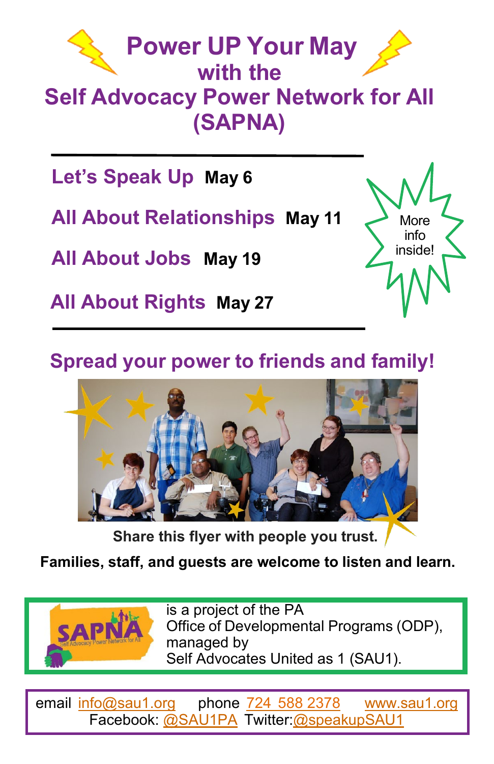# Power UP Your May with the Self Advocacy Power Network for All (SAPNA)

**Let's Speak Up** **May 6**

**All About Relationships** **May 11**

**All About Jobs** **May 19**

**All About Rights** **May 27**

More info inside!

## Spread your power to friends and family!

**Share this flyer with people you trust.**

**Families, staff, and guests are welcome to listen and learn.**

SAPNA Self Advocacy Power Network for All is a project of the PA Office of Developmental Programs (ODP), managed by Self Advocates United as 1 (SAU1).

email info@sau1.org phone 724 588 2378 www.sau1.org
Facebook: @SAU1PA Twitter:@speakupSAU1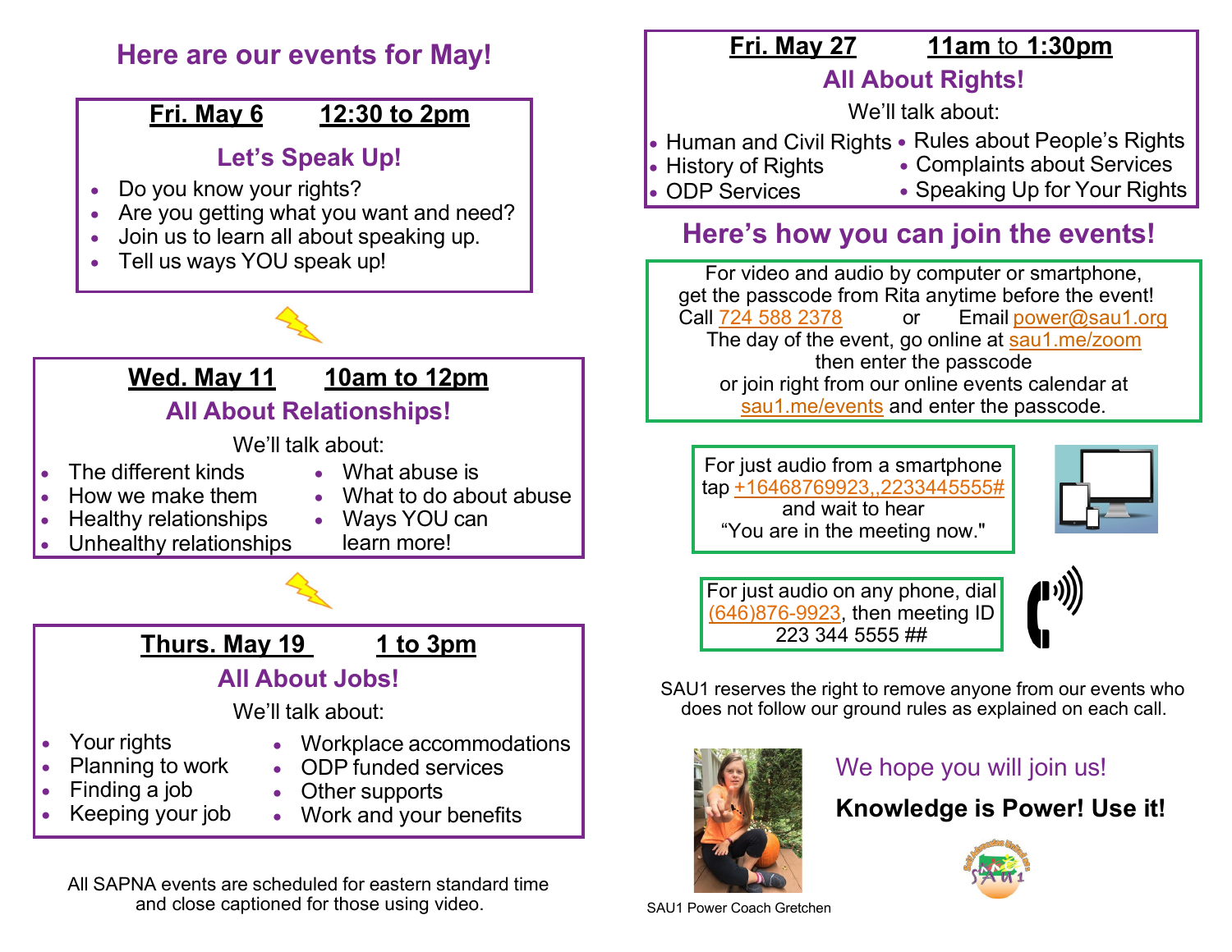## Here are our events for May!

### Fri. May 6 — 12:30 to 2pm

**Let's Speak Up!**

- Do you know your rights?
- Are you getting what you want and need?
- Join us to learn all about speaking up.
- Tell us ways YOU speak up!

### Wed. May 11 — 10am to 12pm

**All About Relationships!**

We'll talk about:

- The different kinds
- How we make them
- Healthy relationships
- Unhealthy relationships
- What abuse is
- What to do about abuse
- Ways YOU can learn more!

### Thurs. May 19 — 1 to 3pm

**All About Jobs!**

We'll talk about:

- Your rights
- Planning to work
- Finding a job
- Keeping your job
- Workplace accommodations
- ODP funded services
- Other supports
- Work and your benefits

All SAPNA events are scheduled for eastern standard time and close captioned for those using video.

### Fri. May 27 — 11am to 1:30pm

**All About Rights!**

We'll talk about:

- Human and Civil Rights
- History of Rights
- ODP Services
- Rules about People's Rights
- Complaints about Services
- Speaking Up for Your Rights

## Here's how you can join the events!

For video and audio by computer or smartphone, get the passcode from Rita anytime before the event!
Call 724 588 2378 or Email power@sau1.org
The day of the event, go online at sau1.me/zoom then enter the passcode
or join right from our online events calendar at sau1.me/events and enter the passcode.

For just audio from a smartphone tap +16468769923,,2233445555# and wait to hear "You are in the meeting now."

For just audio on any phone, dial (646)876-9923, then meeting ID 223 344 5555 ##

SAU1 reserves the right to remove anyone from our events who does not follow our ground rules as explained on each call.

We hope you will join us!

**Knowledge is Power! Use it!**

SAU1 Power Coach Gretchen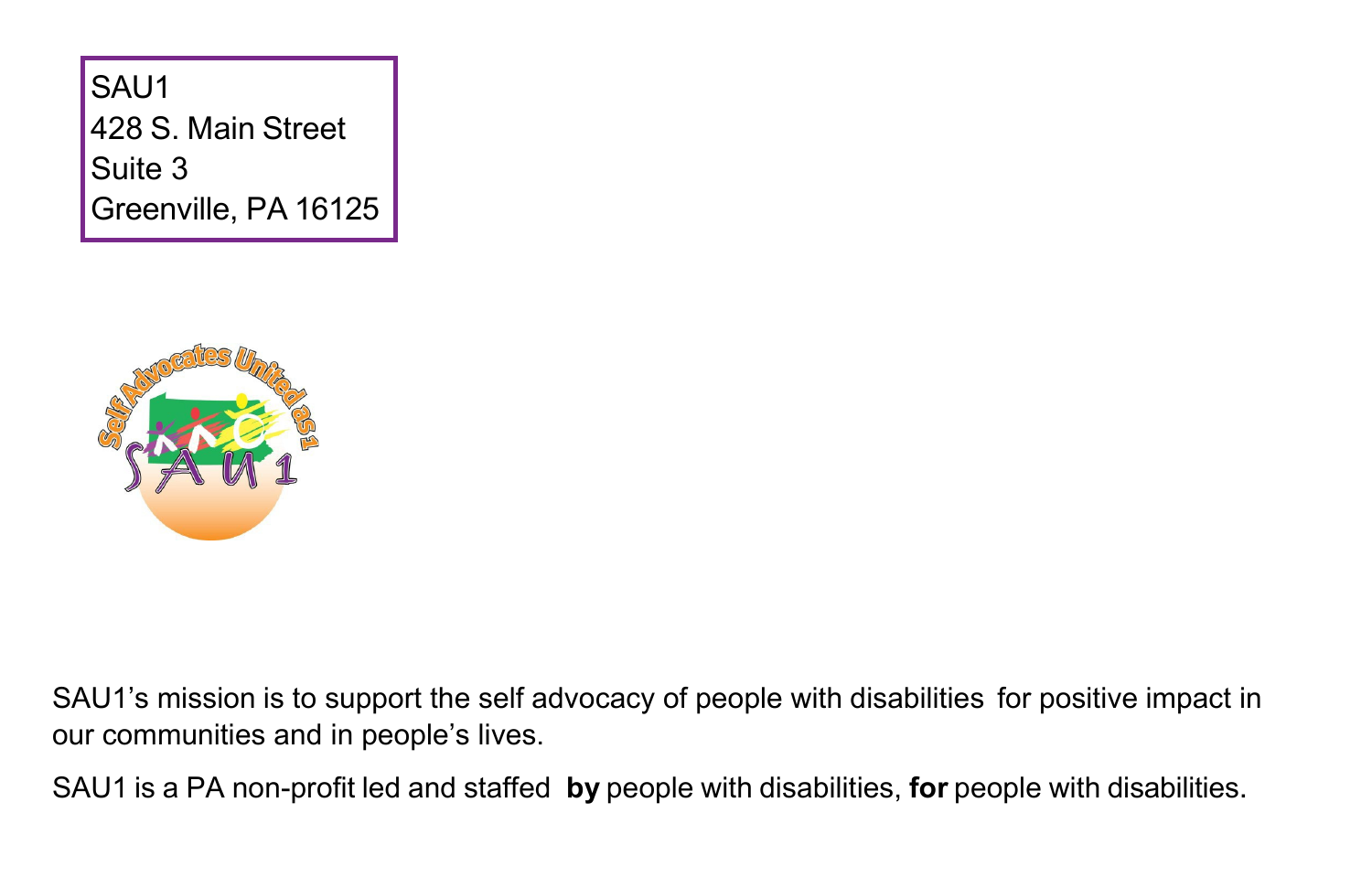SAU1
428 S. Main Street
Suite 3
Greenville, PA 16125

SAU1's mission is to support the self advocacy of people with disabilities for positive impact in our communities and in people's lives.

SAU1 is a PA non-profit led and staffed **by** people with disabilities, **for** people with disabilities.